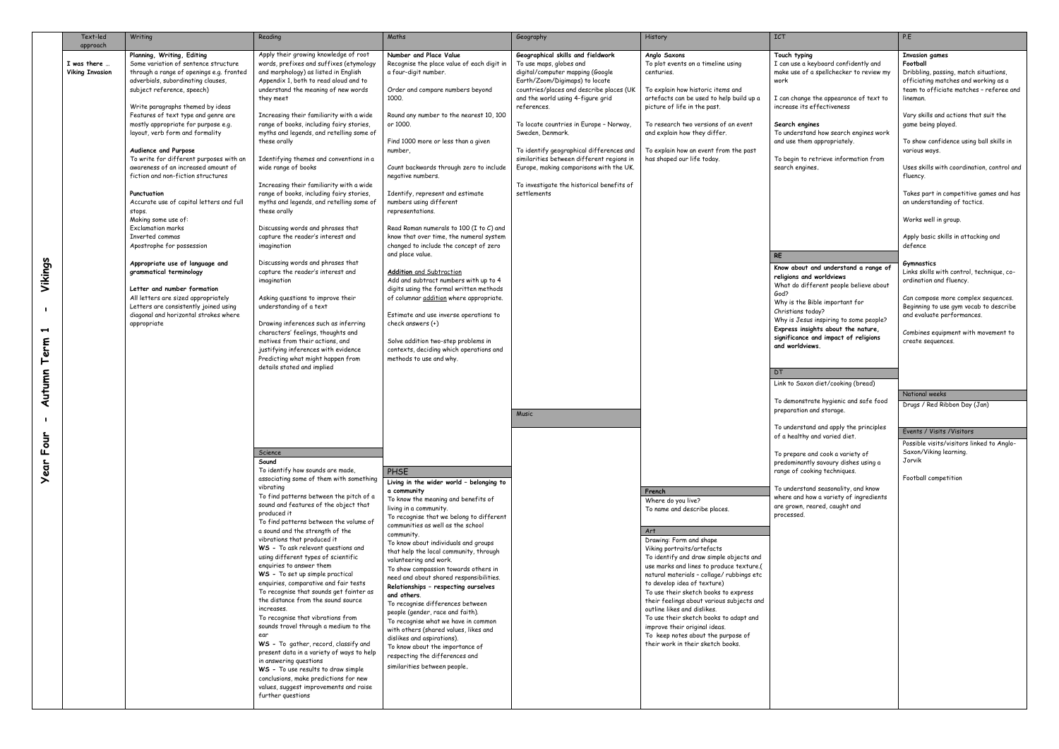# Year Four - Autumn Term 1 - Vikings

| Text-led approach | Writing | Reading | Maths | Geography | History | ICT | P.E |
|---|---|---|---|---|---|---|---|
| **I was there … Viking Invasion** | **Planning, Writing, Editing**<br>Some variation of sentence structure through a range of openings e.g. fronted adverbials, subordinating clauses, subject reference, speech)<br><br>Write paragraphs themed by ideas<br>Features of text type and genre are mostly appropriate for purpose e.g. layout, verb form and formality<br><br>**Audience and Purpose**<br>To write for different purposes with an awareness of an increased amount of fiction and non-fiction structures<br><br>**Punctuation**<br>Accurate use of capital letters and full stops.<br>Making some use of:<br>Exclamation marks<br>Inverted commas<br>Apostrophe for possession<br><br>**Appropriate use of language and grammatical terminology**<br><br>**Letter and number formation**<br>All letters are sized appropriately<br>Letters are consistently joined using diagonal and horizontal strokes where appropriate | Apply their growing knowledge of root words, prefixes and suffixes (etymology and morphology) as listed in English Appendix 1, both to read aloud and to understand the meaning of new words they meet<br><br>Increasing their familiarity with a wide range of books, including fairy stories, myths and legends, and retelling some of these orally<br><br>Identifying themes and conventions in a wide range of books<br><br>Increasing their familiarity with a wide range of books, including fairy stories, myths and legends, and retelling some of these orally<br><br>Discussing words and phrases that capture the reader's interest and imagination<br><br>Discussing words and phrases that capture the reader's interest and imagination<br><br>Asking questions to improve their understanding of a text<br><br>Drawing inferences such as inferring characters' feelings, thoughts and motives from their actions, and justifying inferences with evidence<br>Predicting what might happen from details stated and implied | **Number and Place Value**<br>Recognise the place value of each digit in a four-digit number.<br><br>Order and compare numbers beyond 1000.<br><br>Round any number to the nearest 10, 100 or 1000.<br><br>Find 1000 more or less than a given number,<br><br>Count backwards through zero to include negative numbers.<br><br>Identify, represent and estimate numbers using different representations.<br><br>Read Roman numerals to 100 (I to C) and know that over time, the numeral system changed to include the concept of zero and place value.<br><br>Addition and Subtraction<br>Add and subtract numbers with up to 4 digits using the formal written methods of columnar addition where appropriate.<br><br>Estimate and use inverse operations to check answers (+)<br><br>Solve addition two-step problems in contexts, deciding which operations and methods to use and why. | **Geographical skills and fieldwork**<br>To use maps, globes and digital/computer mapping (Google Earth/Zoom/Digimaps) to locate countries/places and describe places (UK and the world using 4-figure grid references.<br><br>To locate countries in Europe – Norway, Sweden, Denmark.<br><br>To identify geographical differences and similarities between different regions in Europe, making comparisons with the UK.<br><br>To investigate the historical benefits of settlements | **Anglo Saxons**<br>To plot events on a timeline using centuries.<br><br>To explain how historic items and artefacts can be used to help build up a picture of life in the past.<br><br>To research two versions of an event and explain how they differ.<br><br>To explain how an event from the past has shaped our life today. | **Touch typing**<br>I can use a keyboard confidently and make use of a spellchecker to review my work<br><br>I can change the appearance of text to increase its effectiveness<br><br>**Search engines**<br>To understand how search engines work and use them appropriately.<br><br>To begin to retrieve information from search engines. | **Invasion games**<br>**Football**<br>Dribbling, passing, match situations, officiating matches and working as a team to officiate matches – referee and lineman.<br><br>Vary skills and actions that suit the game being played.<br><br>To show confidence using ball skills in various ways.<br><br>Uses skills with coordination, control and fluency.<br><br>Takes part in competitive games and has an understanding of tactics.<br><br>Works well in group.<br><br>Apply basic skills in attacking and defence |

| RE | P.E (continued) |
|---|---|
| **Know about and understand a range of religions and worldviews**<br>What do different people believe about God?<br>Why is the Bible important for Christians today?<br>Why is Jesus inspiring to some people?<br>**Express insights about the nature, significance and impact of religions and worldviews.** | **Gymnastics**<br>Links skills with control, technique, co-ordination and fluency.<br><br>Can compose more complex sequences. Beginning to use gym vocab to describe and evaluate performances.<br><br>Combines equipment with movement to create sequences. |

| DT | National weeks |
|---|---|
| Link to Saxon diet/cooking (bread)<br><br>To demonstrate hygienic and safe food preparation and storage.<br><br>To understand and apply the principles of a healthy and varied diet.<br><br>To prepare and cook a variety of predominantly savoury dishes using a range of cooking techniques.<br><br>To understand seasonality, and know where and how a variety of ingredients are grown, reared, caught and processed. | Drugs / Red Ribbon Day (Jan) |

| Events / Visits / Visitors |
|---|
| Possible visits/visitors linked to Anglo-Saxon/Viking learning.<br>Jorvik<br><br>Football competition |

| Science | PHSE | Music |
|---|---|---|
| **Sound**<br>To identify how sounds are made, associating some of them with something vibrating<br>To find patterns between the pitch of a sound and features of the object that produced it<br>To find patterns between the volume of a sound and the strength of the vibrations that produced it<br>**WS –** To ask relevant questions and using different types of scientific enquiries to answer them<br>**WS –** To set up simple practical enquiries, comparative and fair tests<br>To recognise that sounds get fainter as the distance from the sound source increases.<br>To recognise that vibrations from sounds travel through a medium to the ear<br>**WS –** To gather, record, classify and present data in a variety of ways to help in answering questions<br>**WS –** To use results to draw simple conclusions, make predictions for new values, suggest improvements and raise further questions | **Living in the wider world – belonging to a community**<br>To know the meaning and benefits of living in a community.<br>To recognise that we belong to different communities as well as the school community.<br>To know about individuals and groups that help the local community, through volunteering and work.<br>To show compassion towards others in need and about shared responsibilities.<br>**Relationships – respecting ourselves and others.**<br>To recognise differences between people (gender, race and faith).<br>To recognise what we have in common with others (shared values, likes and dislikes and aspirations).<br>To know about the importance of respecting the differences and similarities between people. | |

| French | Art |
|---|---|
| Where do you live?<br>To name and describe places. | Drawing: Form and shape<br>Viking portraits/artefacts<br>To identify and draw simple objects and use marks and lines to produce texture.( natural materials - collage/ rubbings etc to develop idea of texture)<br>To use their sketch books to express their feelings about various subjects and outline likes and dislikes.<br>To use their sketch books to adapt and improve their original ideas.<br>To keep notes about the purpose of their work in their sketch books. |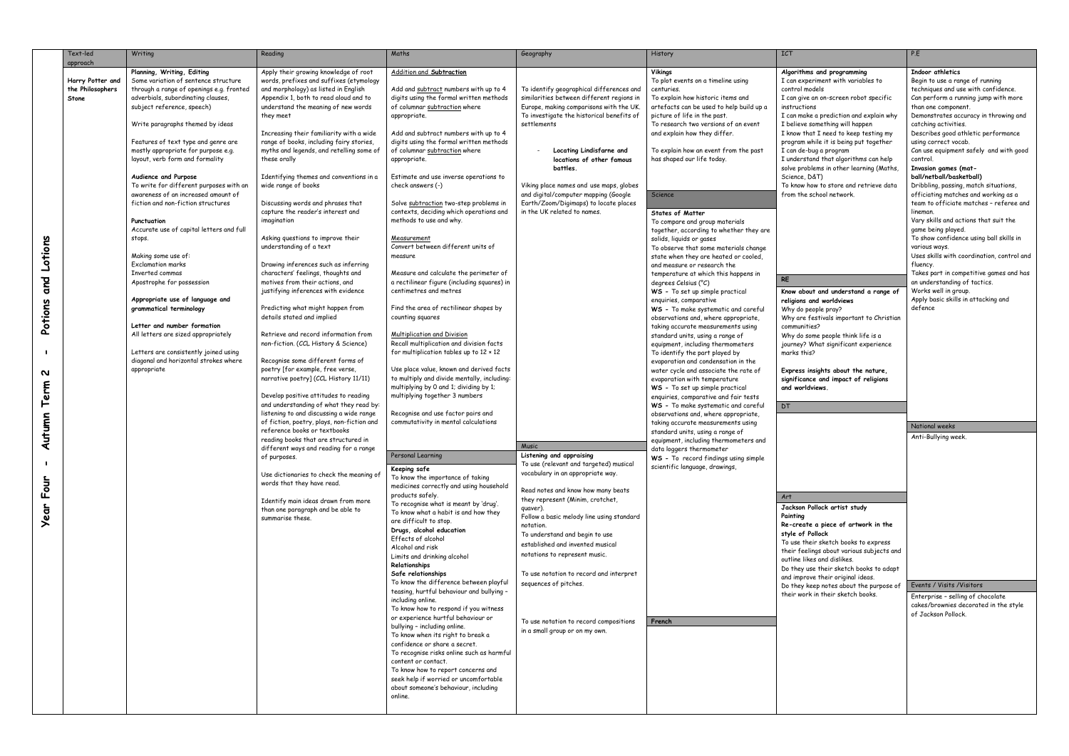**Year Four - Autumn Term 2 - Potions and Lotions**

| Text-led approach | Writing | Reading | Maths | Geography | History | ICT | P.E |
|---|---|---|---|---|---|---|---|
| **Harry Potter and the Philosophers Stone** | **Planning, Writing, Editing**<br>Some variation of sentence structure through a range of openings e.g. fronted adverbials, subordinating clauses, subject reference, speech)<br><br>Write paragraphs themed by ideas<br><br>Features of text type and genre are mostly appropriate for purpose e.g. layout, verb form and formality<br><br>**Audience and Purpose**<br>To write for different purposes with an awareness of an increased amount of fiction and non-fiction structures<br><br>**Punctuation**<br>Accurate use of capital letters and full stops.<br><br>Making some use of:<br>Exclamation marks<br>Inverted commas<br>Apostrophe for possession<br><br>**Appropriate use of language and grammatical terminology**<br><br>**Letter and number formation**<br>All letters are sized appropriately<br><br>Letters are consistently joined using diagonal and horizontal strokes where appropriate | Apply their growing knowledge of root words, prefixes and suffixes (etymology and morphology) as listed in English Appendix 1, both to read aloud and to understand the meaning of new words they meet<br><br>Increasing their familiarity with a wide range of books, including fairy stories, myths and legends, and retelling some of these orally<br><br>Identifying themes and conventions in a wide range of books<br><br>Discussing words and phrases that capture the reader's interest and imagination<br><br>Asking questions to improve their understanding of a text<br><br>Drawing inferences such as inferring characters' feelings, thoughts and motives from their actions, and justifying inferences with evidence<br><br>Predicting what might happen from details stated and implied<br><br>Retrieve and record information from non-fiction. (CCL History & Science)<br><br>Recognise some different forms of poetry [for example, free verse, narrative poetry] (CCL History 11/11)<br><br>Develop positive attitudes to reading and understanding of what they read by: listening to and discussing a wide range of fiction, poetry, plays, non-fiction and reference books or textbooks reading books that are structured in different ways and reading for a range of purposes.<br><br>Use dictionaries to check the meaning of words that they have read.<br><br>Identify main ideas drawn from more than one paragraph and be able to summarise these. | <u>Addition and **Subtraction**</u><br><br>Add and <u>subtract</u> numbers with up to 4 digits using the formal written methods of columnar <u>subtraction</u> where appropriate.<br><br>Add and subtract numbers with up to 4 digits using the formal written methods of columnar <u>subtraction</u> where appropriate.<br><br>Estimate and use inverse operations to check answers (-)<br><br>Solve <u>subtraction</u> two-step problems in contexts, deciding which operations and methods to use and why.<br><br><u>Measurement</u><br>Convert between different units of measure<br><br>Measure and calculate the perimeter of a rectilinear figure (including squares) in centimetres and metres<br><br>Find the area of rectilinear shapes by counting squares<br><br><u>Multiplication and Division</u><br>Recall multiplication and division facts for multiplication tables up to 12 × 12<br><br>Use place value, known and derived facts to multiply and divide mentally, including: multiplying by 0 and 1; dividing by 1; multiplying together 3 numbers<br><br>Recognise and use factor pairs and commutativity in mental calculations | To identify geographical differences and similarities between different regions in Europe, making comparisons with the UK. To investigate the historical benefits of settlements<br><br>- **Locating Lindisfarne and locations of other famous battles.**<br><br>Viking place names and use maps, globes and digital/computer mapping (Google Earth/Zoom/Digimaps) to locate places in the UK related to names. | **Vikings**<br>To plot events on a timeline using centuries.<br>To explain how historic items and artefacts can be used to help build up a picture of life in the past.<br>To research two versions of an event and explain how they differ.<br><br>To explain how an event from the past has shaped our life today. | **Algorithms and programming**<br>I can experiment with variables to control models<br>I can give an on-screen robot specific instructions<br>I can make a prediction and explain why I believe something will happen<br>I know that I need to keep testing my program while it is being put together<br>I can de-bug a program<br>I understand that algorithms can help solve problems in other learning (Maths, Science, D&T)<br>To know how to store and retrieve data from the school network. | **Indoor athletics**<br>Begin to use a range of running techniques and use with confidence.<br>Can perform a running jump with more than one component.<br>Demonstrates accuracy in throwing and catching activities.<br>Describes good athletic performance using correct vocab.<br>Can use equipment safely and with good control.<br>**Invasion games (mat-ball/netball/basketball)**<br>Dribbling, passing, match situations, officiating matches and working as a team to officiate matches – referee and lineman.<br>Vary skills and actions that suit the game being played.<br>To show confidence using ball skills in various ways.<br>Uses skills with coordination, control and fluency.<br>Takes part in competitive games and has an understanding of tactics.<br>Works well in group.<br>Apply basic skills in attacking and defence |
| | | | **Personal Learning** | **Music** | **Science** | **RE** | **National weeks** |
| | | | **Keeping safe**<br>To know the importance of taking medicines correctly and using household products safely.<br>To recognise what is meant by 'drug'.<br>To know what a habit is and how they are difficult to stop.<br>**Drugs, alcohol education**<br>Effects of alcohol<br>Alcohol and risk<br>Limits and drinking alcohol<br>**Relationships**<br>**Safe relationships**<br>To know the difference between playful teasing, hurtful behaviour and bullying – including online.<br>To know how to respond if you witness or experience hurtful behaviour or bullying – including online.<br>To know when its right to break a confidence or share a secret.<br>To recognise risks online such as harmful content or contact.<br>To know how to report concerns and seek help if worried or uncomfortable about someone's behaviour, including online. | **Listening and appraising**<br>To use (relevant and targeted) musical vocabulary in an appropriate way.<br><br>Read notes and know how many beats they represent (Minim, crotchet, quaver).<br>Follow a basic melody line using standard notation.<br>To understand and begin to use established and invented musical notations to represent music.<br><br>To use notation to record and interpret sequences of pitches.<br><br>To use notation to record compositions in a small group or on my own. | **States of Matter**<br>To compare and group materials together, according to whether they are solids, liquids or gases<br>To observe that some materials change state when they are heated or cooled, and measure or research the temperature at which this happens in degrees Celsius (°C)<br>**WS** – To set up simple practical enquiries, comparative<br>**WS** – To make systematic and careful observations and, where appropriate, taking accurate measurements using standard units, using a range of equipment, including thermometers<br>To identify the part played by evaporation and condensation in the water cycle and associate the rate of evaporation with temperature<br>**WS** – To set up simple practical enquiries, comparative and fair tests<br>**WS** – To make systematic and careful observations and, where appropriate, taking accurate measurements using standard units, using a range of equipment, including thermometers and data loggers thermometer<br>**WS** – To record findings using simple scientific language, drawings, | **Know about and understand a range of religions and worldviews**<br>Why do people pray?<br>Why are festivals important to Christian communities?<br>Why do some people think life is a journey? What significant experience marks this?<br><br>**Express insights about the nature, significance and impact of religions and worldviews.** | Anti-Bullying week. |
| | | | | | | **DT** | |
| | | | | | | **Art** | **Events / Visits /Visitors** |
| | | | | | | **Jackson Pollock artist study**<br>**Painting**<br>**Re-create a piece of artwork in the style of Pollock**<br>To use their sketch books to express their feelings about various subjects and outline likes and dislikes.<br>Do they use their sketch books to adapt and improve their original ideas.<br>Do they keep notes about the purpose of their work in their sketch books. | Enterprise – selling of chocolate cakes/brownies decorated in the style of Jackson Pollock. |
| | | | | | **French** | | |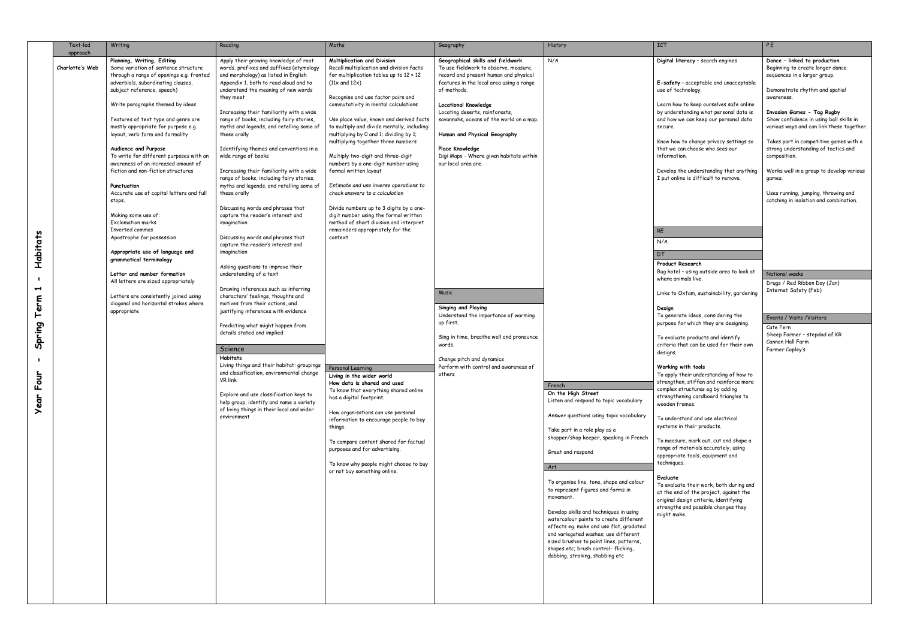# Year Four - Spring Term 1 - Habitats

| Text-led approach | Writing | Reading | Maths | Geography | History | ICT | P.E |
|---|---|---|---|---|---|---|---|
| **Charlotte's Web** | **Planning, Writing, Editing**<br>Some variation of sentence structure through a range of openings e.g. fronted adverbials, subordinating clauses, subject reference, speech)<br><br>Write paragraphs themed by ideas<br><br>Features of text type and genre are mostly appropriate for purpose e.g. layout, verb form and formality<br><br>**Audience and Purpose**<br>To write for different purposes with an awareness of an increased amount of fiction and non-fiction structures<br><br>**Punctuation**<br>Accurate use of capital letters and full stops.<br><br>Making some use of:<br>Exclamation marks<br>Inverted commas<br>Apostrophe for possession<br><br>**Appropriate use of language and grammatical terminology**<br><br>**Letter and number formation**<br>All letters are sized appropriately<br><br>Letters are consistently joined using diagonal and horizontal strokes where appropriate | Apply their growing knowledge of root words, prefixes and suffixes (etymology and morphology) as listed in English Appendix 1, both to read aloud and to understand the meaning of new words they meet<br><br>Increasing their familiarity with a wide range of books, including fairy stories, myths and legends, and retelling some of these orally<br><br>Identifying themes and conventions in a wide range of books<br><br>Increasing their familiarity with a wide range of books, including fairy stories, myths and legends, and retelling some of these orally<br><br>Discussing words and phrases that capture the reader's interest and imagination<br><br>Discussing words and phrases that capture the reader's interest and imagination<br><br>Asking questions to improve their understanding of a text<br><br>Drawing inferences such as inferring characters' feelings, thoughts and motives from their actions, and justifying inferences with evidence<br><br>Predicting what might happen from details stated and implied | **Multiplication and Division**<br>Recall multiplication and division facts for multiplication tables up to 12 × 12 (11x and 12x)<br><br>Recognise and use factor pairs and commutativity in mental calculations<br><br>Use place value, known and derived facts to multiply and divide mentally, including: multiplying by 0 and 1; dividing by 1; multiplying together three numbers<br><br>Multiply two-digit and three-digit numbers by a one-digit number using formal written layout<br><br>*Estimate and use inverse operations to check answers to a calculation*<br><br>Divide numbers up to 3 digits by a one-digit number using the formal written method of short division and interpret remainders appropriately for the context | **Geographical skills and fieldwork**<br>To use fieldwork to observe, measure, record and present human and physical features in the local area using a range of methods.<br><br>**Locational Knowledge**<br>Locating deserts, rainforests, savannahs, oceans of the world on a map.<br><br>**Human and Physical Geography**<br><br>**Place Knowledge**<br>Digi Maps - Where given habitats within our local area are. | N/A | **Digital literacy** – search engines<br><br>**E-safety** – acceptable and unacceptable use of technology.<br><br>Learn how to keep ourselves safe online by understanding what personal data is and how we can keep our personal data secure.<br><br>Know how to change privacy settings so that we can choose who sees our information.<br><br>Develop the understanding that anything I put online is difficult to remove. | **Dance – linked to production**<br>Beginning to create longer dance sequences in a larger group.<br><br>Demonstrate rhythm and spatial awareness.<br><br>**Invasion Games - Tag Rugby**<br>Show confidence in using ball skills in various ways and can link these together.<br><br>Takes part in competitive games with a strong understanding of tactics and composition.<br><br>Works well in a group to develop various games.<br><br>Uses running, jumping, throwing and catching in isolation and combination. |

| RE |
|---|
| N/A |

| DT |
|---|
| **Product Research**<br>Bug hotel – using outside area to look at where animals live.<br><br>Links to Oxfam, sustainability, gardening<br><br>**Design**<br>To generate ideas, considering the purpose for which they are designing.<br><br>To evaluate products and identify criteria that can be used for their own designs.<br><br>**Working with tools**<br>To apply their understanding of how to strengthen, stiffen and reinforce more complex structures eg by adding strengthening cardboard triangles to wooden frames.<br><br>To understand and use electrical systems in their products.<br><br>To measure, mark out, cut and shape a range of materials accurately, using appropriate tools, equipment and techniques.<br><br>**Evaluate**<br>To evaluate their work, both during and at the end of the project, against the original design criteria, identifying strengths and possible changes they might make. |

| National weeks |
|---|
| Drugs / Red Ribbon Day (Jan)<br>Internet Safety (Feb) |

| Events / Visits /Visitors |
|---|
| Cate Fern<br>Sheep Farmer – stepdad of KR<br>Cannon Hall Farm<br>Farmer Copley's |

| Music |
|---|
| **Singing and Playing**<br>Understand the importance of warming up first.<br><br>Sing in time, breathe well and pronounce words.<br><br>Change pitch and dynamics<br>Perform with control and awareness of others |

| Science |
|---|
| **Habitats**<br>Living things and their habitat: groupings and classification, environmental change VR link<br><br>Explore and use classification keys to help group, identify and name a variety of living things in their local and wider environment |

| Personal Learning |
|---|
| **Living in the wider world**<br>**How data is shared and used**<br>To know that everything shared online has a digital footprint.<br><br>How organisations can use personal information to encourage people to buy things.<br><br>To compare content shared for factual purposes and for advertising.<br><br>To know why people might choose to buy or not buy something online. |

| French |
|---|
| **On the High Street**<br>Listen and respond to topic vocabulary<br><br>Answer questions using topic vocabulary<br><br>Take part in a role play as a shopper/shop keeper, speaking in French<br><br>Greet and respond |

| Art |
|---|
| To organise line, tone, shape and colour to represent figures and forms in movement.<br><br>Develop skills and techniques in using watercolour paints to create different effects eg. make and use flat, gradated and variegated washes; use different sized brushes to paint lines, patterns, shapes etc; brush control- flicking, dabbing, stroking, stabbing etc |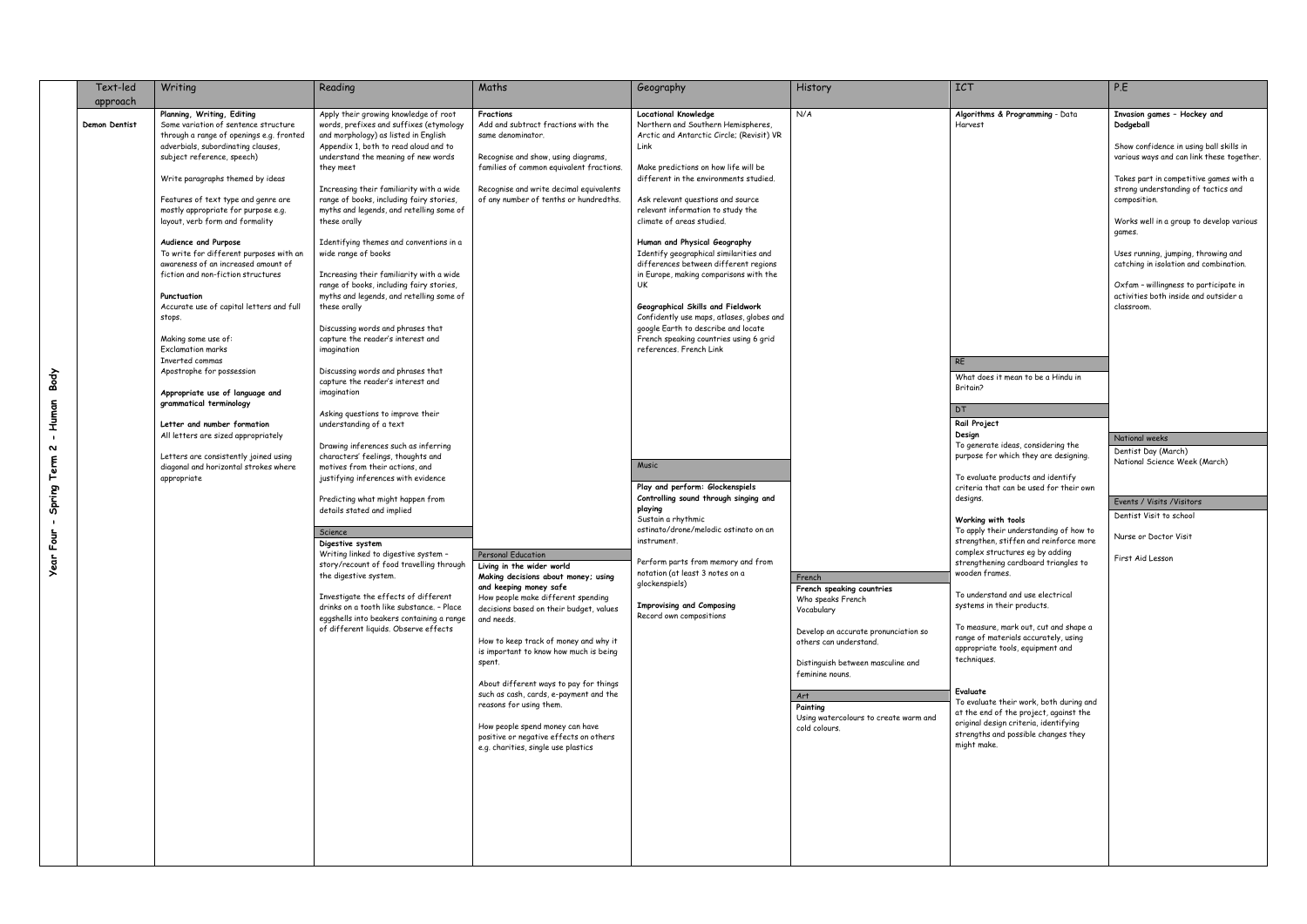**Year Four - Spring Term 2 - Human Body**

| Text-led approach | Writing | Reading | Maths | Geography | History | ICT | P.E |
|---|---|---|---|---|---|---|---|
| **Demon Dentist** | **Planning, Writing, Editing**<br>Some variation of sentence structure through a range of openings e.g. fronted adverbials, subordinating clauses, subject reference, speech)<br><br>Write paragraphs themed by ideas<br><br>Features of text type and genre are mostly appropriate for purpose e.g. layout, verb form and formality<br><br>**Audience and Purpose**<br>To write for different purposes with an awareness of an increased amount of fiction and non-fiction structures<br><br>**Punctuation**<br>Accurate use of capital letters and full stops.<br><br>Making some use of:<br>Exclamation marks<br>Inverted commas<br>Apostrophe for possession<br><br>**Appropriate use of language and grammatical terminology**<br><br>**Letter and number formation**<br>All letters are sized appropriately<br><br>Letters are consistently joined using diagonal and horizontal strokes where appropriate | Apply their growing knowledge of root words, prefixes and suffixes (etymology and morphology) as listed in English Appendix 1, both to read aloud and to understand the meaning of new words they meet<br><br>Increasing their familiarity with a wide range of books, including fairy stories, myths and legends, and retelling some of these orally<br><br>Identifying themes and conventions in a wide range of books<br><br>Increasing their familiarity with a wide range of books, including fairy stories, myths and legends, and retelling some of these orally<br><br>Discussing words and phrases that capture the reader's interest and imagination<br><br>Discussing words and phrases that capture the reader's interest and imagination<br><br>Asking questions to improve their understanding of a text<br><br>Drawing inferences such as inferring characters' feelings, thoughts and motives from their actions, and justifying inferences with evidence<br><br>Predicting what might happen from details stated and implied | **Fractions**<br>Add and subtract fractions with the same denominator.<br><br>Recognise and show, using diagrams, families of common equivalent fractions.<br><br>Recognise and write decimal equivalents of any number of tenths or hundredths. | **Locational Knowledge**<br>Northern and Southern Hemispheres, Arctic and Antarctic Circle; (Revisit) VR Link<br><br>Make predictions on how life will be different in the environments studied.<br><br>Ask relevant questions and source relevant information to study the climate of areas studied.<br><br>**Human and Physical Geography**<br>Identify geographical similarities and differences between different regions in Europe, making comparisons with the UK<br><br>**Geographical Skills and Fieldwork**<br>Confidently use maps, atlases, globes and google Earth to describe and locate French speaking countries using 6 grid references. French Link | N/A | **Algorithms & Programming** - Data Harvest | **Invasion games – Hockey and Dodgeball**<br><br>Show confidence in using ball skills in various ways and can link these together.<br><br>Takes part in competitive games with a strong understanding of tactics and composition.<br><br>Works well in a group to develop various games.<br><br>Uses running, jumping, throwing and catching in isolation and combination.<br><br>Oxfam – willingness to participate in activities both inside and outsider a classroom. |
| | | **Science** | | | | **RE** | |
| | | **Digestive system**<br>Writing linked to digestive system – story/recount of food travelling through the digestive system.<br><br>Investigate the effects of different drinks on a tooth like substance. – Place eggshells into beakers containing a range of different liquids. Observe effects | | | | What does it mean to be a Hindu in Britain? | |
| | | | | | | **DT** | **National weeks** |
| | | | | | | **Rail Project**<br>**Design**<br>To generate ideas, considering the purpose for which they are designing.<br><br>To evaluate products and identify criteria that can be used for their own designs.<br><br>**Working with tools**<br>To apply their understanding of how to strengthen, stiffen and reinforce more complex structures eg by adding strengthening cardboard triangles to wooden frames.<br><br>To understand and use electrical systems in their products.<br><br>To measure, mark out, cut and shape a range of materials accurately, using appropriate tools, equipment and techniques.<br><br>**Evaluate**<br>To evaluate their work, both during and at the end of the project, against the original design criteria, identifying strengths and possible changes they might make. | Dentist Day (March)<br>National Science Week (March) |
| | | | | **Music** | | | **Events / Visits /Visitors** |
| | | | | **Play and perform: Glockenspiels**<br>**Controlling sound through singing and playing**<br>Sustain a rhythmic ostinato/drone/melodic ostinato on an instrument.<br><br>Perform parts from memory and from notation (at least 3 notes on a glockenspiels)<br><br>**Improvising and Composing**<br>Record own compositions | | | Dentist Visit to school<br><br>Nurse or Doctor Visit<br><br>First Aid Lesson |
| | | | **Personal Education** | | **French** | | |
| | | | **Living in the wider world**<br>**Making decisions about money; using and keeping money safe**<br>How people make different spending decisions based on their budget, values and needs.<br><br>How to keep track of money and why it is important to know how much is being spent.<br><br>About different ways to pay for things such as cash, cards, e-payment and the reasons for using them.<br><br>How people spend money can have positive or negative effects on others e.g. charities, single use plastics | | **French speaking countries**<br>Who speaks French<br>Vocabulary<br><br>Develop an accurate pronunciation so others can understand.<br><br>Distinguish between masculine and feminine nouns. | | |
| | | | | | **Art** | | |
| | | | | | **Painting**<br>Using watercolours to create warm and cold colours. | | |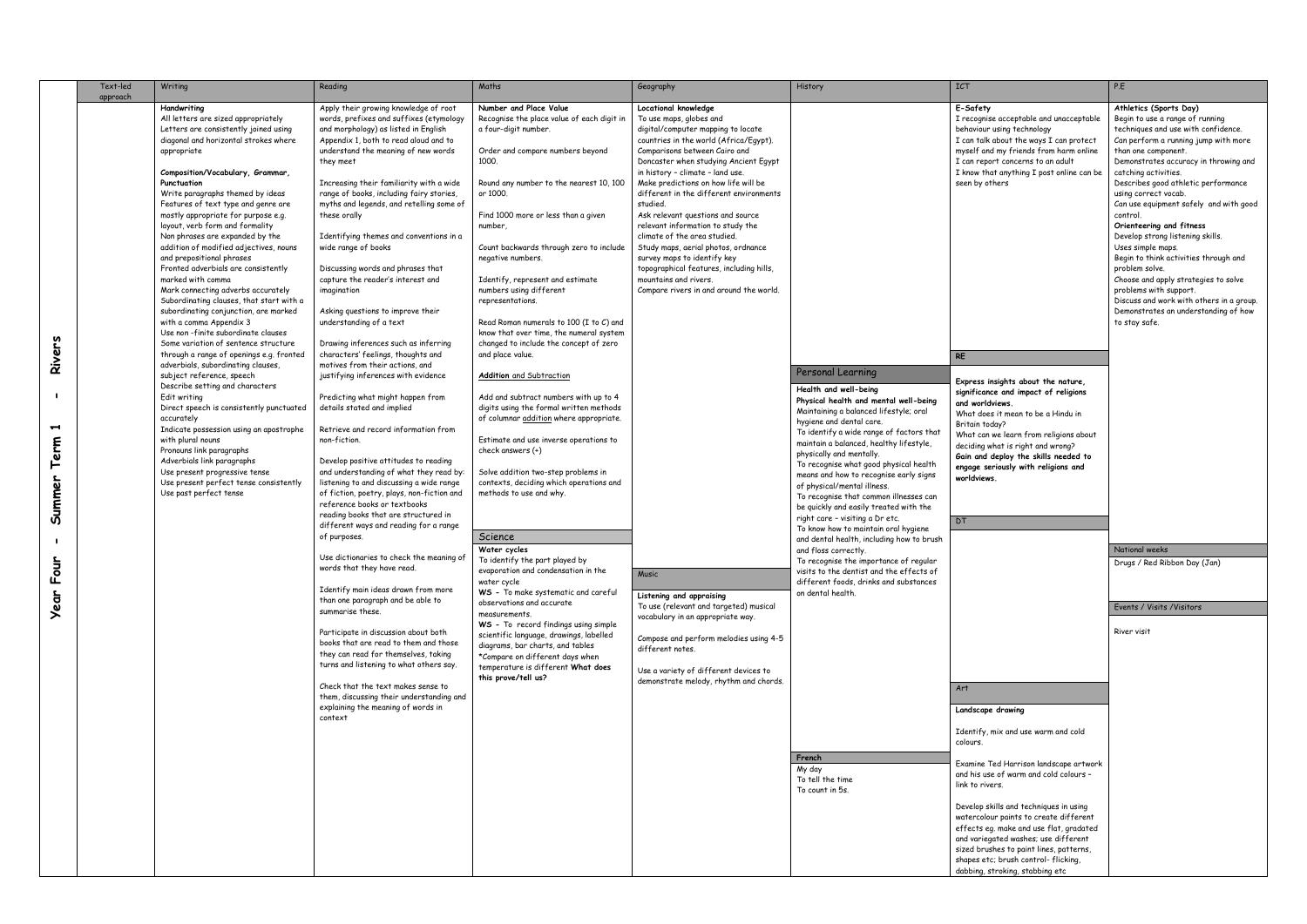# Year Four - Summer Term 1 - Rivers

## Text-led approach

## Writing

**Handwriting**

All letters are sized appropriately
Letters are consistently joined using diagonal and horizontal strokes where appropriate

**Composition/Vocabulary, Grammar, Punctuation**

Write paragraphs themed by ideas
Features of text type and genre are mostly appropriate for purpose e.g. layout, verb form and formality
Non phrases are expanded by the addition of modified adjectives, nouns and prepositional phrases
Fronted adverbials are consistently marked with comma
Mark connecting adverbs accurately
Subordinating clauses, that start with a subordinating conjunction, are marked with a comma Appendix 3
Use non -finite subordinate clauses
Some variation of sentence structure through a range of openings e.g. fronted adverbials, subordinating clauses, subject reference, speech
Describe setting and characters
Edit writing
Direct speech is consistently punctuated accurately
Indicate possession using an apostrophe with plural nouns
Pronouns link paragraphs
Adverbials link paragraphs
Use present progressive tense
Use present perfect tense consistently
Use past perfect tense

## Reading

Apply their growing knowledge of root words, prefixes and suffixes (etymology and morphology) as listed in English Appendix 1, both to read aloud and to understand the meaning of new words they meet

Increasing their familiarity with a wide range of books, including fairy stories, myths and legends, and retelling some of these orally

Identifying themes and conventions in a wide range of books

Discussing words and phrases that capture the reader's interest and imagination

Asking questions to improve their understanding of a text

Drawing inferences such as inferring characters' feelings, thoughts and motives from their actions, and justifying inferences with evidence

Predicting what might happen from details stated and implied

Retrieve and record information from non-fiction.

Develop positive attitudes to reading and understanding of what they read by: listening to and discussing a wide range of fiction, poetry, plays, non-fiction and reference books or textbooks
reading books that are structured in different ways and reading for a range of purposes.

Use dictionaries to check the meaning of words that they have read.

Identify main ideas drawn from more than one paragraph and be able to summarise these.

Participate in discussion about both books that are read to them and those they can read for themselves, taking turns and listening to what others say.

Check that the text makes sense to them, discussing their understanding and explaining the meaning of words in context

## Maths

**Number and Place Value**

Recognise the place value of each digit in a four-digit number.

Order and compare numbers beyond 1000.

Round any number to the nearest 10, 100 or 1000.

Find 1000 more or less than a given number,

Count backwards through zero to include negative numbers.

Identify, represent and estimate numbers using different representations.

Read Roman numerals to 100 (I to C) and know that over time, the numeral system changed to include the concept of zero and place value.

**Addition** and Subtraction

Add and subtract numbers with up to 4 digits using the formal written methods of columnar addition where appropriate.

Estimate and use inverse operations to check answers (+)

Solve addition two-step problems in contexts, deciding which operations and methods to use and why.

## Science

**Water cycles**

To identify the part played by evaporation and condensation in the water cycle

**WS -** To make systematic and careful observations and accurate measurements.

**WS -** To record findings using simple scientific language, drawings, labelled diagrams, bar charts, and tables

*Compare on different days when temperature is different **What does this prove/tell us?**

## Geography

**Locational knowledge**

To use maps, globes and digital/computer mapping to locate countries in the world (Africa/Egypt).
Comparisons between Cairo and Doncaster when studying Ancient Egypt in history – climate – land use.
Make predictions on how life will be different in the different environments studied.
Ask relevant questions and source relevant information to study the climate of the area studied.
Study maps, aerial photos, ordnance survey maps to identify key topographical features, including hills, mountains and rivers.
Compare rivers in and around the world.

## Music

**Listening and appraising**

To use (relevant and targeted) musical vocabulary in an appropriate way.

Compose and perform melodies using 4-5 different notes.

Use a variety of different devices to demonstrate melody, rhythm and chords.

## History

## Personal Learning

**Health and well-being**

**Physical health and mental well-being**

Maintaining a balanced lifestyle; oral hygiene and dental care.
To identify a wide range of factors that maintain a balanced, healthy lifestyle, physically and mentally.
To recognise what good physical health means and how to recognise early signs of physical/mental illness.
To recognise that common illnesses can be quickly and easily treated with the right care – visiting a Dr etc.
To know how to maintain oral hygiene and dental health, including how to brush and floss correctly.
To recognise the importance of regular visits to the dentist and the effects of different foods, drinks and substances on dental health.

## French

My day
To tell the time
To count in 5s.

## ICT

**E-Safety**

I recognise acceptable and unacceptable behaviour using technology
I can talk about the ways I can protect myself and my friends from harm online
I can report concerns to an adult
I know that anything I post online can be seen by others

## RE

**Express insights about the nature, significance and impact of religions and worldviews.**

What does it mean to be a Hindu in Britain today?
What can we learn from religions about deciding what is right and wrong?

**Gain and deploy the skills needed to engage seriously with religions and worldviews.**

## DT

## Art

**Landscape drawing**

Identify, mix and use warm and cold colours.

Examine Ted Harrison landscape artwork and his use of warm and cold colours – link to rivers.

Develop skills and techniques in using watercolour paints to create different effects eg. make and use flat, gradated and variegated washes; use different sized brushes to paint lines, patterns, shapes etc; brush control- flicking, dabbing, stroking, stabbing etc

## P.E

**Athletics (Sports Day)**

Begin to use a range of running techniques and use with confidence.
Can perform a running jump with more than one component.
Demonstrates accuracy in throwing and catching activities.
Describes good athletic performance using correct vocab.
Can use equipment safely and with good control.

**Orienteering and fitness**

Develop strong listening skills.
Uses simple maps.
Begin to think activities through and problem solve.
Choose and apply strategies to solve problems with support.
Discuss and work with others in a group.
Demonstrates an understanding of how to stay safe.

## National weeks

Drugs / Red Ribbon Day (Jan)

## Events / Visits /Visitors

River visit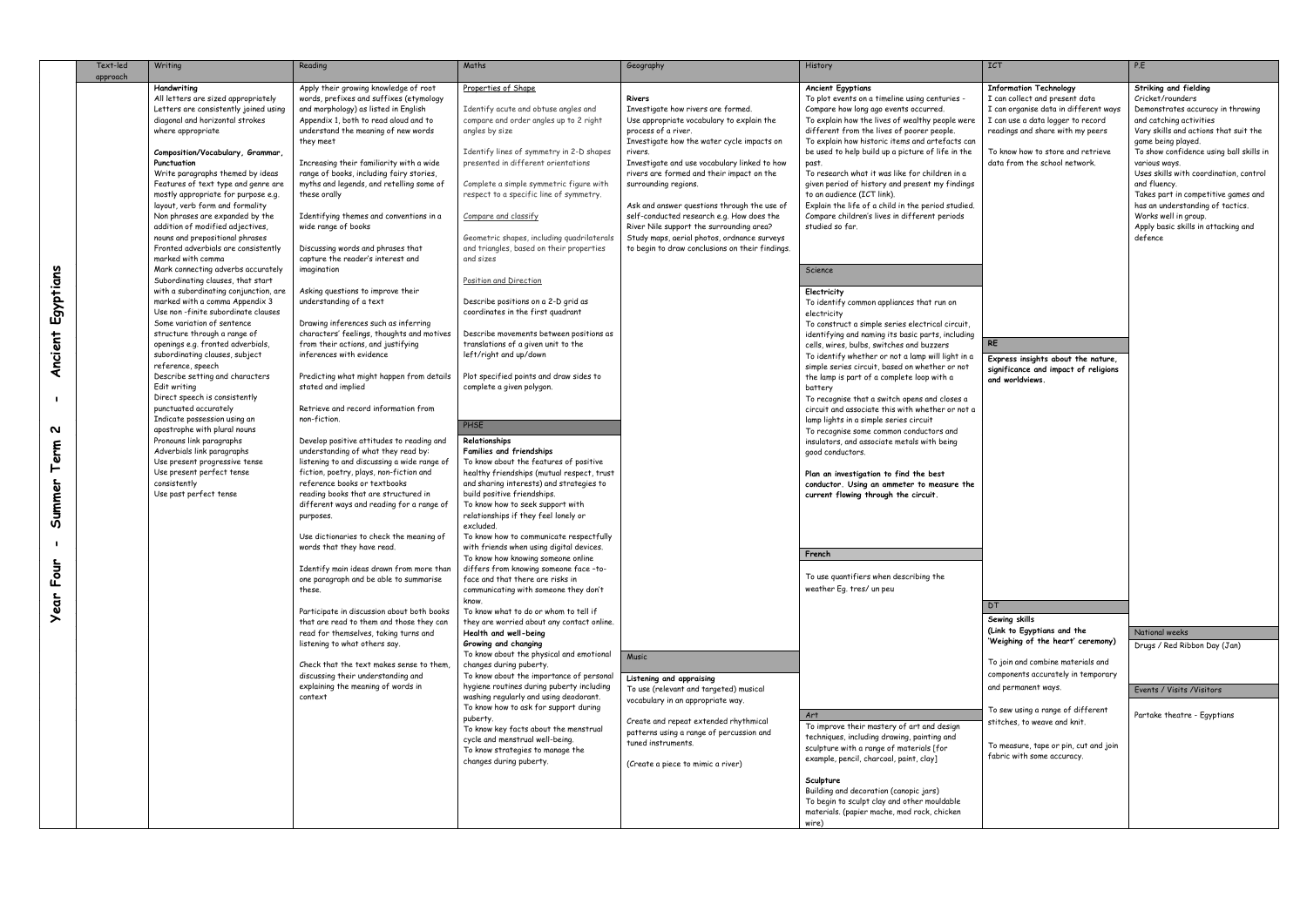| Year Four - Summer Term 2 - Ancient Egyptians | Text-led approach | Writing | Reading | Maths | Geography | History | ICT | P.E |
|---|---|---|---|---|---|---|---|---|
| | | **Handwriting**<br>All letters are sized appropriately<br>Letters are consistently joined using diagonal and horizontal strokes where appropriate<br><br>**Composition/Vocabulary, Grammar, Punctuation**<br>Write paragraphs themed by ideas<br>Features of text type and genre are mostly appropriate for purpose e.g. layout, verb form and formality<br>Non phrases are expanded by the addition of modified adjectives, nouns and prepositional phrases<br>Fronted adverbials are consistently marked with comma<br>Mark connecting adverbs accurately<br>Subordinating clauses, that start with a subordinating conjunction, are marked with a comma Appendix 3<br>Use non -finite subordinate clauses<br>Some variation of sentence structure through a range of openings e.g. fronted adverbials, subordinating clauses, subject reference, speech<br>Describe setting and characters<br>Edit writing<br>Direct speech is consistently punctuated accurately<br>Indicate possession using an apostrophe with plural nouns<br>Pronouns link paragraphs<br>Adverbials link paragraphs<br>Use present progressive tense<br>Use present perfect tense consistently<br>Use past perfect tense | Apply their growing knowledge of root words, prefixes and suffixes (etymology and morphology) as listed in English Appendix 1, both to read aloud and to understand the meaning of new words they meet<br><br>Increasing their familiarity with a wide range of books, including fairy stories, myths and legends, and retelling some of these orally<br><br>Identifying themes and conventions in a wide range of books<br><br>Discussing words and phrases that capture the reader's interest and imagination<br><br>Asking questions to improve their understanding of a text<br><br>Drawing inferences such as inferring characters' feelings, thoughts and motives from their actions, and justifying inferences with evidence<br><br>Predicting what might happen from details stated and implied<br><br>Retrieve and record information from non-fiction.<br><br>Develop positive attitudes to reading and understanding of what they read by: listening to and discussing a wide range of fiction, poetry, plays, non-fiction and reference books or textbooks reading books that are structured in different ways and reading for a range of purposes.<br><br>Use dictionaries to check the meaning of words that they have read.<br><br>Identify main ideas drawn from more than one paragraph and be able to summarise these.<br><br>Participate in discussion about both books that are read to them and those they can read for themselves, taking turns and listening to what others say.<br><br>Check that the text makes sense to them, discussing their understanding and explaining the meaning of words in context | Properties of Shape<br><br>Identify acute and obtuse angles and compare and order angles up to 2 right angles by size<br><br>Identify lines of symmetry in 2-D shapes presented in different orientations<br><br>Complete a simple symmetric figure with respect to a specific line of symmetry.<br><br>Compare and classify<br><br>Geometric shapes, including quadrilaterals and triangles, based on their properties and sizes<br><br>Position and Direction<br><br>Describe positions on a 2-D grid as coordinates in the first quadrant<br><br>Describe movements between positions as translations of a given unit to the left/right and up/down<br><br>Plot specified points and draw sides to complete a given polygon.<br><br>**PHSE**<br><br>**Relationships**<br>**Families and friendships**<br>To know about the features of positive healthy friendships (mutual respect, trust and sharing interests) and strategies to build positive friendships.<br>To know how to seek support with relationships if they feel lonely or excluded.<br>To know how to communicate respectfully with friends when using digital devices.<br>To know how knowing someone online differs from knowing someone face –to-face and that there are risks in communicating with someone they don't know.<br>To know what to do or whom to tell if they are worried about any contact online.<br>**Health and well-being**<br>**Growing and changing**<br>To know about the physical and emotional changes during puberty.<br>To know about the importance of personal hygiene routines during puberty including washing regularly and using deodorant.<br>To know how to ask for support during puberty.<br>To know key facts about the menstrual cycle and menstrual well-being.<br>To know strategies to manage the changes during puberty. | **Rivers**<br>Investigate how rivers are formed.<br>Use appropriate vocabulary to explain the process of a river.<br>Investigate how the water cycle impacts on rivers.<br>Investigate and use vocabulary linked to how rivers are formed and their impact on the surrounding regions.<br><br>Ask and answer questions through the use of self-conducted research e.g. How does the River Nile support the surrounding area?<br>Study maps, aerial photos, ordnance surveys to begin to draw conclusions on their findings.<br><br>**Music**<br><br>**Listening and appraising**<br>To use (relevant and targeted) musical vocabulary in an appropriate way.<br><br>Create and repeat extended rhythmical patterns using a range of percussion and tuned instruments.<br><br>(Create a piece to mimic a river) | **Ancient Egyptians**<br>To plot events on a timeline using centuries - Compare how long ago events occurred.<br>To explain how the lives of wealthy people were different from the lives of poorer people.<br>To explain how historic items and artefacts can be used to help build up a picture of life in the past.<br>To research what it was like for children in a given period of history and present my findings to an audience (ICT link).<br>Explain the life of a child in the period studied.<br>Compare children's lives in different periods studied so far.<br><br>**Science**<br><br>**Electricity**<br>To identify common appliances that run on electricity<br>To construct a simple series electrical circuit, identifying and naming its basic parts, including cells, wires, bulbs, switches and buzzers<br>To identify whether or not a lamp will light in a simple series circuit, based on whether or not the lamp is part of a complete loop with a battery<br>To recognise that a switch opens and closes a circuit and associate this with whether or not a lamp lights in a simple series circuit<br>To recognise some common conductors and insulators, and associate metals with being good conductors.<br><br>**Plan an investigation to find the best conductor. Using an ammeter to measure the current flowing through the circuit.**<br><br>**French**<br><br>To use quantifiers when describing the weather Eg. tres/ un peu<br><br>**Art**<br>To improve their mastery of art and design techniques, including drawing, painting and sculpture with a range of materials [for example, pencil, charcoal, paint, clay]<br><br>**Sculpture**<br>Building and decoration (canopic jars)<br>To begin to sculpt clay and other mouldable materials. (papier mache, mod rock, chicken wire) | **Information Technology**<br>I can collect and present data<br>I can organise data in different ways<br>I can use a data logger to record readings and share with my peers<br><br>To know how to store and retrieve data from the school network.<br><br>**RE**<br><br>**Express insights about the nature, significance and impact of religions and worldviews.**<br><br>**DT**<br><br>**Sewing skills**<br>**(Link to Egyptians and the 'Weighing of the heart' ceremony)**<br><br>To join and combine materials and components accurately in temporary and permanent ways.<br><br>To sew using a range of different stitches, to weave and knit.<br><br>To measure, tape or pin, cut and join fabric with some accuracy. | **Striking and fielding**<br>Cricket/rounders<br>Demonstrates accuracy in throwing and catching activities<br>Vary skills and actions that suit the game being played.<br>To show confidence using ball skills in various ways.<br>Uses skills with coordination, control and fluency.<br>Takes part in competitive games and has an understanding of tactics.<br>Works well in group.<br>Apply basic skills in attacking and defence<br><br>National weeks<br><br>Drugs / Red Ribbon Day (Jan)<br><br>Events / Visits /Visitors<br><br>Partake theatre - Egyptians |